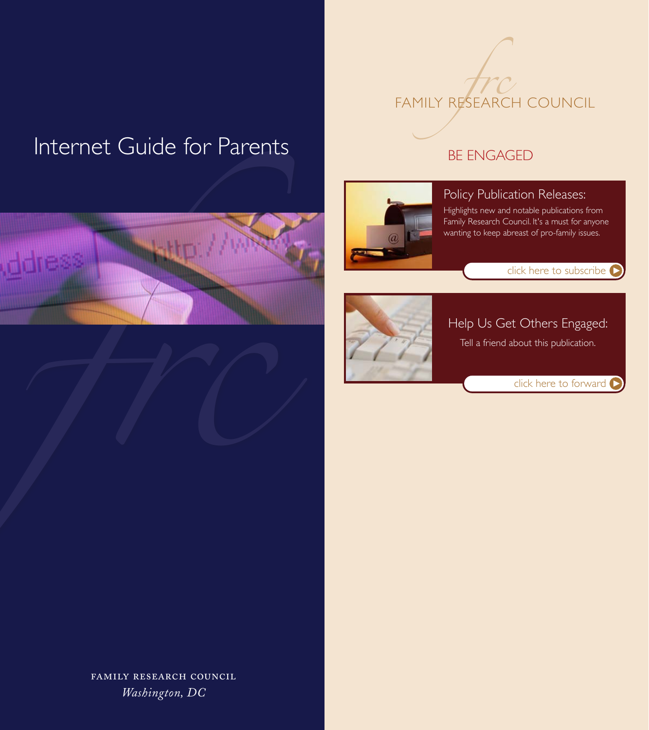# Internet Guide for Parents

FAMILY RESEARCH COUNCIL
*Washington, DC*

FAMILY RESEARCH COUNCIL

## BE ENGAGED

### Policy Publication Releases:

Highlights new and notable publications from Family Research Council. It's a must for anyone wanting to keep abreast of pro-family issues.

click here to subscribe

### Help Us Get Others Engaged:

Tell a friend about this publication.

click here to forward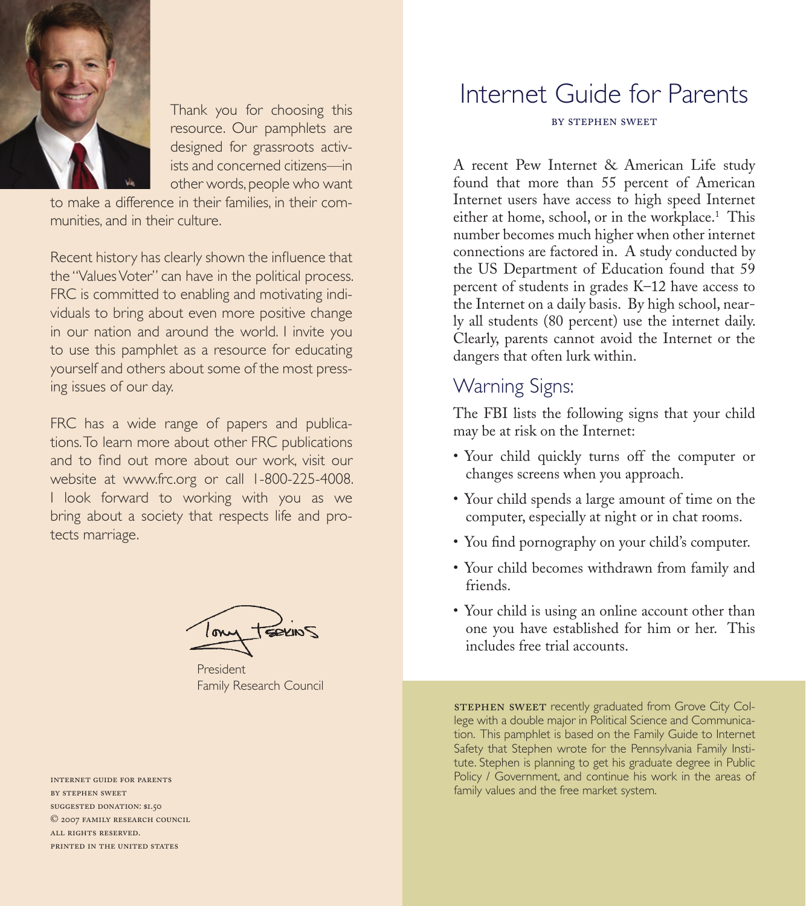Thank you for choosing this resource. Our pamphlets are designed for grassroots activists and concerned citizens—in other words, people who want to make a difference in their families, in their communities, and in their culture.

Recent history has clearly shown the influence that the "Values Voter" can have in the political process. FRC is committed to enabling and motivating individuals to bring about even more positive change in our nation and around the world. I invite you to use this pamphlet as a resource for educating yourself and others about some of the most pressing issues of our day.

FRC has a wide range of papers and publications. To learn more about other FRC publications and to find out more about our work, visit our website at www.frc.org or call 1-800-225-4008. I look forward to working with you as we bring about a society that respects life and protects marriage.

Tony Perkins

President
Family Research Council

INTERNET GUIDE FOR PARENTS
BY STEPHEN SWEET
SUGGESTED DONATION: $1.50
© 2007 FAMILY RESEARCH COUNCIL
ALL RIGHTS RESERVED.
PRINTED IN THE UNITED STATES

# Internet Guide for Parents

BY STEPHEN SWEET

A recent Pew Internet & American Life study found that more than 55 percent of American Internet users have access to high speed Internet either at home, school, or in the workplace.[1] This number becomes much higher when other internet connections are factored in. A study conducted by the US Department of Education found that 59 percent of students in grades K–12 have access to the Internet on a daily basis. By high school, nearly all students (80 percent) use the internet daily. Clearly, parents cannot avoid the Internet or the dangers that often lurk within.

## Warning Signs:

The FBI lists the following signs that your child may be at risk on the Internet:

- Your child quickly turns off the computer or changes screens when you approach.
- Your child spends a large amount of time on the computer, especially at night or in chat rooms.
- You find pornography on your child's computer.
- Your child becomes withdrawn from family and friends.
- Your child is using an online account other than one you have established for him or her. This includes free trial accounts.

STEPHEN SWEET recently graduated from Grove City College with a double major in Political Science and Communication. This pamphlet is based on the Family Guide to Internet Safety that Stephen wrote for the Pennsylvania Family Institute. Stephen is planning to get his graduate degree in Public Policy / Government, and continue his work in the areas of family values and the free market system.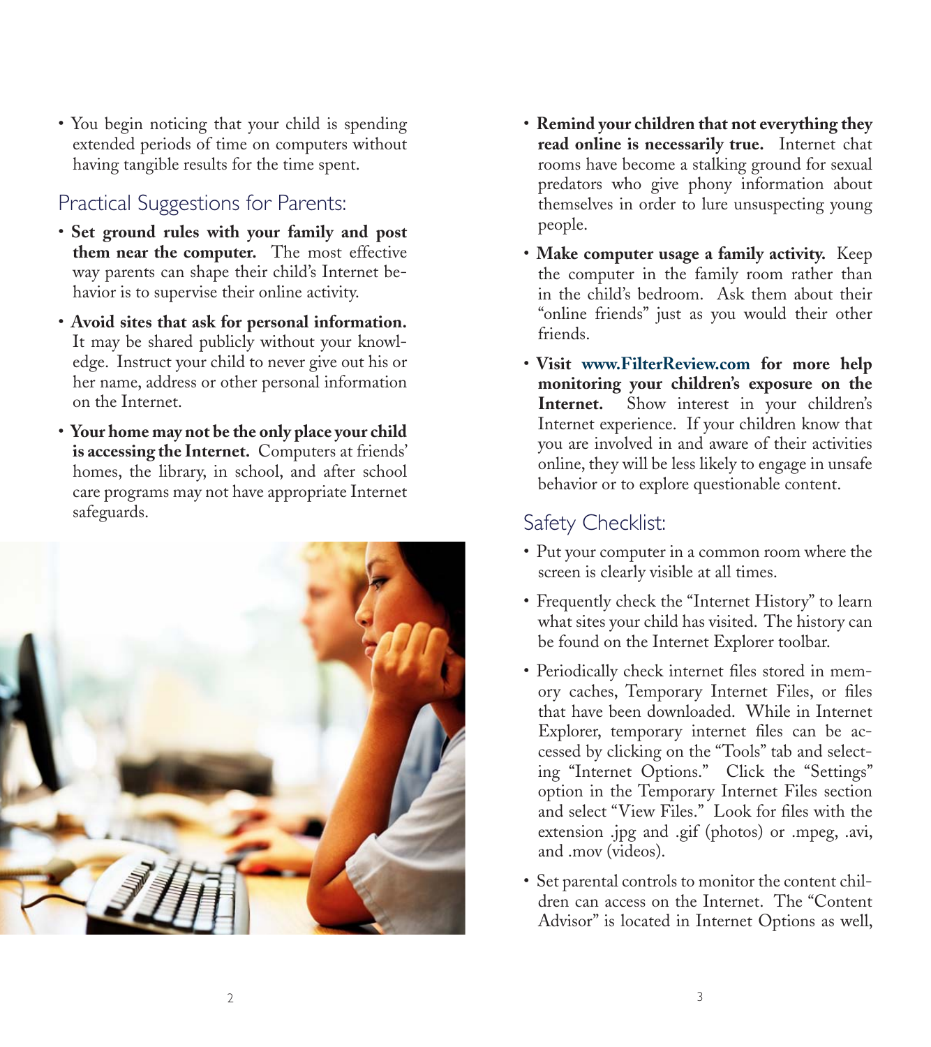- You begin noticing that your child is spending extended periods of time on computers without having tangible results for the time spent.

## Practical Suggestions for Parents:

- **Set ground rules with your family and post them near the computer.** The most effective way parents can shape their child's Internet behavior is to supervise their online activity.
- **Avoid sites that ask for personal information.** It may be shared publicly without your knowledge. Instruct your child to never give out his or her name, address or other personal information on the Internet.
- **Your home may not be the only place your child is accessing the Internet.** Computers at friends' homes, the library, in school, and after school care programs may not have appropriate Internet safeguards.
- **Remind your children that not everything they read online is necessarily true.** Internet chat rooms have become a stalking ground for sexual predators who give phony information about themselves in order to lure unsuspecting young people.
- **Make computer usage a family activity.** Keep the computer in the family room rather than in the child's bedroom. Ask them about their "online friends" just as you would their other friends.
- **Visit www.FilterReview.com for more help monitoring your children's exposure on the Internet.** Show interest in your children's Internet experience. If your children know that you are involved in and aware of their activities online, they will be less likely to engage in unsafe behavior or to explore questionable content.

## Safety Checklist:

- Put your computer in a common room where the screen is clearly visible at all times.
- Frequently check the "Internet History" to learn what sites your child has visited. The history can be found on the Internet Explorer toolbar.
- Periodically check internet files stored in memory caches, Temporary Internet Files, or files that have been downloaded. While in Internet Explorer, temporary internet files can be accessed by clicking on the "Tools" tab and selecting "Internet Options." Click the "Settings" option in the Temporary Internet Files section and select "View Files." Look for files with the extension .jpg and .gif (photos) or .mpeg, .avi, and .mov (videos).
- Set parental controls to monitor the content children can access on the Internet. The "Content Advisor" is located in Internet Options as well,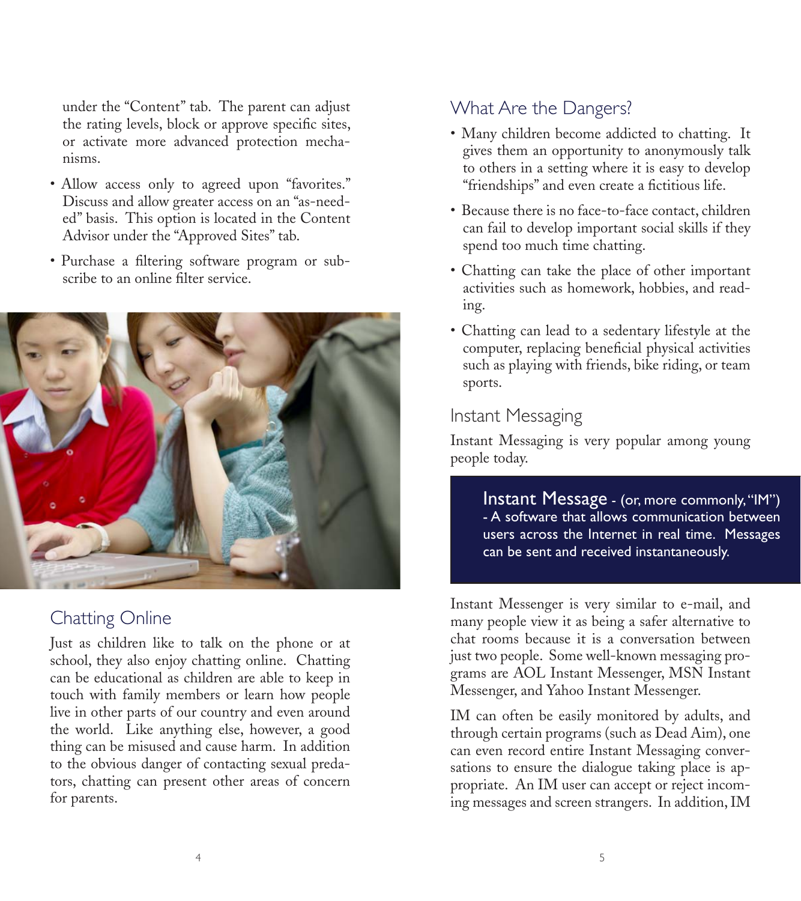under the "Content" tab. The parent can adjust the rating levels, block or approve specific sites, or activate more advanced protection mechanisms.

- Allow access only to agreed upon "favorites." Discuss and allow greater access on an "as-needed" basis. This option is located in the Content Advisor under the "Approved Sites" tab.
- Purchase a filtering software program or subscribe to an online filter service.

## Chatting Online

Just as children like to talk on the phone or at school, they also enjoy chatting online. Chatting can be educational as children are able to keep in touch with family members or learn how people live in other parts of our country and even around the world. Like anything else, however, a good thing can be misused and cause harm. In addition to the obvious danger of contacting sexual predators, chatting can present other areas of concern for parents.

## What Are the Dangers?

- Many children become addicted to chatting. It gives them an opportunity to anonymously talk to others in a setting where it is easy to develop "friendships" and even create a fictitious life.
- Because there is no face-to-face contact, children can fail to develop important social skills if they spend too much time chatting.
- Chatting can take the place of other important activities such as homework, hobbies, and reading.
- Chatting can lead to a sedentary lifestyle at the computer, replacing beneficial physical activities such as playing with friends, bike riding, or team sports.

## Instant Messaging

Instant Messaging is very popular among young people today.

> **Instant Message** - (or, more commonly, "IM") - A software that allows communication between users across the Internet in real time. Messages can be sent and received instantaneously.

Instant Messenger is very similar to e-mail, and many people view it as being a safer alternative to chat rooms because it is a conversation between just two people. Some well-known messaging programs are AOL Instant Messenger, MSN Instant Messenger, and Yahoo Instant Messenger.

IM can often be easily monitored by adults, and through certain programs (such as Dead Aim), one can even record entire Instant Messaging conversations to ensure the dialogue taking place is appropriate. An IM user can accept or reject incoming messages and screen strangers. In addition, IM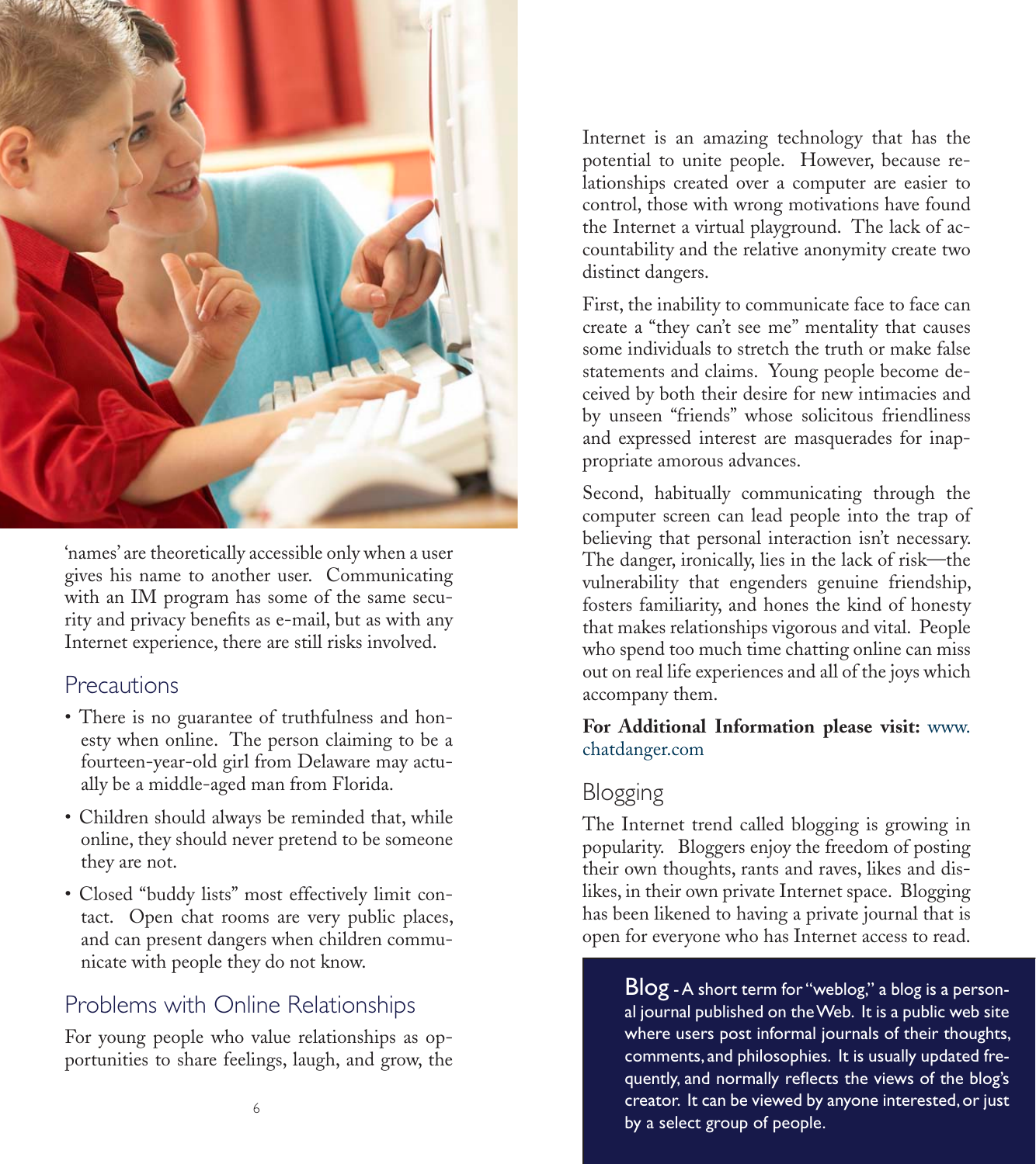'names' are theoretically accessible only when a user gives his name to another user. Communicating with an IM program has some of the same security and privacy benefits as e-mail, but as with any Internet experience, there are still risks involved.

## Precautions

- There is no guarantee of truthfulness and honesty when online. The person claiming to be a fourteen-year-old girl from Delaware may actually be a middle-aged man from Florida.
- Children should always be reminded that, while online, they should never pretend to be someone they are not.
- Closed "buddy lists" most effectively limit contact. Open chat rooms are very public places, and can present dangers when children communicate with people they do not know.

## Problems with Online Relationships

For young people who value relationships as opportunities to share feelings, laugh, and grow, the Internet is an amazing technology that has the potential to unite people. However, because relationships created over a computer are easier to control, those with wrong motivations have found the Internet a virtual playground. The lack of accountability and the relative anonymity create two distinct dangers.

First, the inability to communicate face to face can create a "they can't see me" mentality that causes some individuals to stretch the truth or make false statements and claims. Young people become deceived by both their desire for new intimacies and by unseen "friends" whose solicitous friendliness and expressed interest are masquerades for inappropriate amorous advances.

Second, habitually communicating through the computer screen can lead people into the trap of believing that personal interaction isn't necessary. The danger, ironically, lies in the lack of risk—the vulnerability that engenders genuine friendship, fosters familiarity, and hones the kind of honesty that makes relationships vigorous and vital. People who spend too much time chatting online can miss out on real life experiences and all of the joys which accompany them.

**For Additional Information please visit:** www.chatdanger.com

## Blogging

The Internet trend called blogging is growing in popularity. Bloggers enjoy the freedom of posting their own thoughts, rants and raves, likes and dislikes, in their own private Internet space. Blogging has been likened to having a private journal that is open for everyone who has Internet access to read.

**Blog** - A short term for "weblog," a blog is a personal journal published on the Web. It is a public web site where users post informal journals of their thoughts, comments, and philosophies. It is usually updated frequently, and normally reflects the views of the blog's creator. It can be viewed by anyone interested, or just by a select group of people.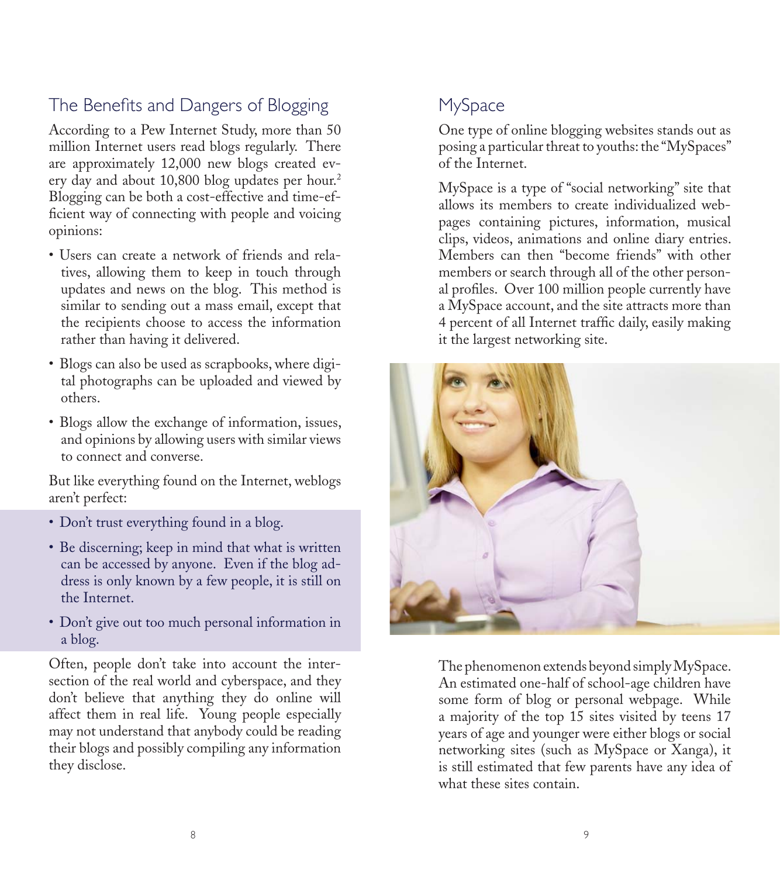## The Benefits and Dangers of Blogging

According to a Pew Internet Study, more than 50 million Internet users read blogs regularly. There are approximately 12,000 new blogs created every day and about 10,800 blog updates per hour.[2] Blogging can be both a cost-effective and time-efficient way of connecting with people and voicing opinions:

- Users can create a network of friends and relatives, allowing them to keep in touch through updates and news on the blog. This method is similar to sending out a mass email, except that the recipients choose to access the information rather than having it delivered.
- Blogs can also be used as scrapbooks, where digital photographs can be uploaded and viewed by others.
- Blogs allow the exchange of information, issues, and opinions by allowing users with similar views to connect and converse.

But like everything found on the Internet, weblogs aren't perfect:

- Don't trust everything found in a blog.
- Be discerning; keep in mind that what is written can be accessed by anyone. Even if the blog address is only known by a few people, it is still on the Internet.
- Don't give out too much personal information in a blog.

Often, people don't take into account the intersection of the real world and cyberspace, and they don't believe that anything they do online will affect them in real life. Young people especially may not understand that anybody could be reading their blogs and possibly compiling any information they disclose.

## MySpace

One type of online blogging websites stands out as posing a particular threat to youths: the "MySpaces" of the Internet.

MySpace is a type of "social networking" site that allows its members to create individualized webpages containing pictures, information, musical clips, videos, animations and online diary entries. Members can then "become friends" with other members or search through all of the other personal profiles. Over 100 million people currently have a MySpace account, and the site attracts more than 4 percent of all Internet traffic daily, easily making it the largest networking site.

The phenomenon extends beyond simply MySpace. An estimated one-half of school-age children have some form of blog or personal webpage. While a majority of the top 15 sites visited by teens 17 years of age and younger were either blogs or social networking sites (such as MySpace or Xanga), it is still estimated that few parents have any idea of what these sites contain.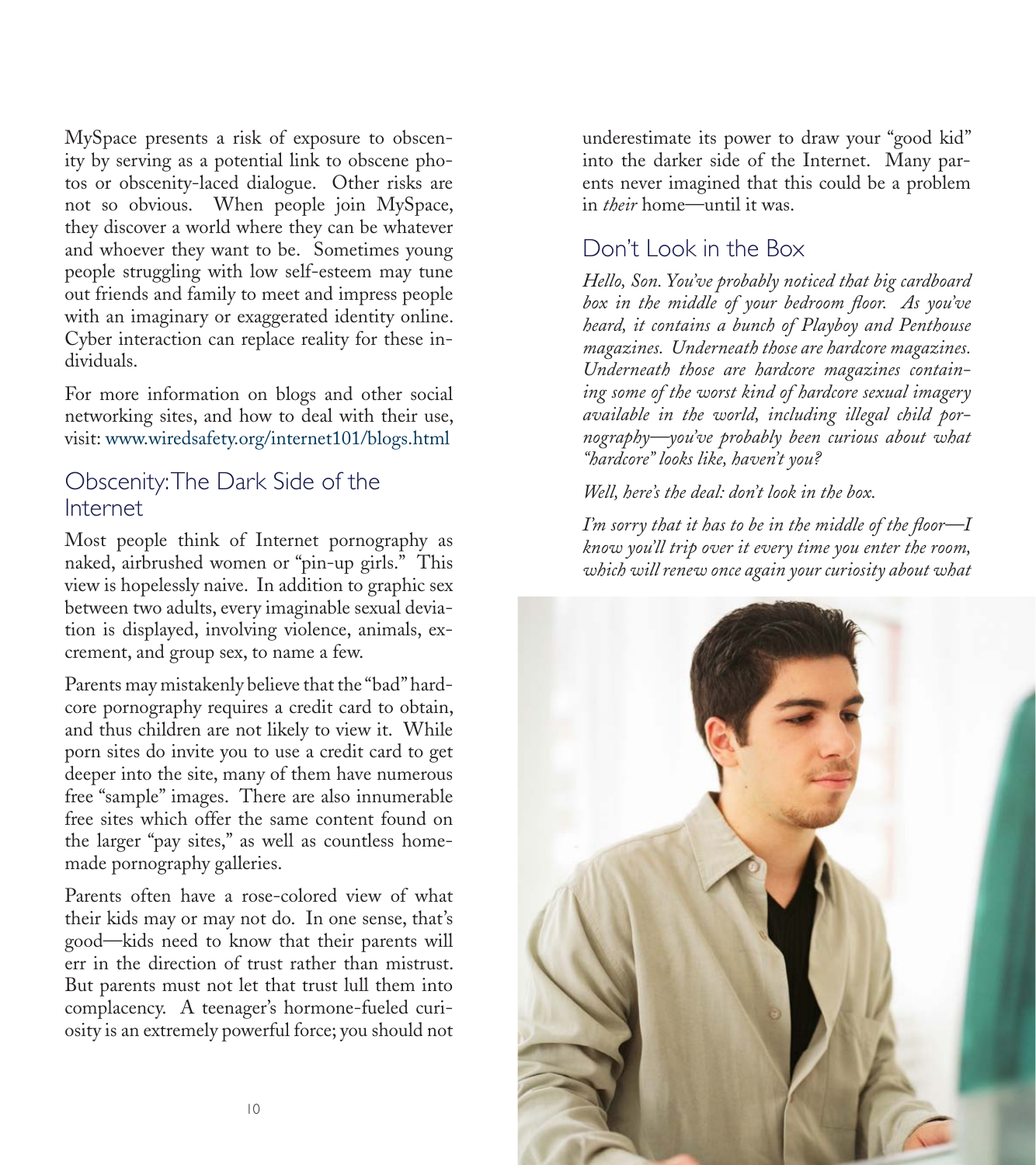MySpace presents a risk of exposure to obscenity by serving as a potential link to obscene photos or obscenity-laced dialogue. Other risks are not so obvious. When people join MySpace, they discover a world where they can be whatever and whoever they want to be. Sometimes young people struggling with low self-esteem may tune out friends and family to meet and impress people with an imaginary or exaggerated identity online. Cyber interaction can replace reality for these individuals.

For more information on blogs and other social networking sites, and how to deal with their use, visit: www.wiredsafety.org/internet101/blogs.html

## Obscenity: The Dark Side of the Internet

Most people think of Internet pornography as naked, airbrushed women or "pin-up girls." This view is hopelessly naive. In addition to graphic sex between two adults, every imaginable sexual deviation is displayed, involving violence, animals, excrement, and group sex, to name a few.

Parents may mistakenly believe that the "bad" hardcore pornography requires a credit card to obtain, and thus children are not likely to view it. While porn sites do invite you to use a credit card to get deeper into the site, many of them have numerous free "sample" images. There are also innumerable free sites which offer the same content found on the larger "pay sites," as well as countless homemade pornography galleries.

Parents often have a rose-colored view of what their kids may or may not do. In one sense, that's good—kids need to know that their parents will err in the direction of trust rather than mistrust. But parents must not let that trust lull them into complacency. A teenager's hormone-fueled curiosity is an extremely powerful force; you should not underestimate its power to draw your "good kid" into the darker side of the Internet. Many parents never imagined that this could be a problem in *their* home—until it was.

## Don't Look in the Box

*Hello, Son. You've probably noticed that big cardboard box in the middle of your bedroom floor. As you've heard, it contains a bunch of Playboy and Penthouse magazines. Underneath those are hardcore magazines. Underneath those are hardcore magazines containing some of the worst kind of hardcore sexual imagery available in the world, including illegal child pornography—you've probably been curious about what "hardcore" looks like, haven't you?*

*Well, here's the deal: don't look in the box.*

*I'm sorry that it has to be in the middle of the floor—I know you'll trip over it every time you enter the room, which will renew once again your curiosity about what*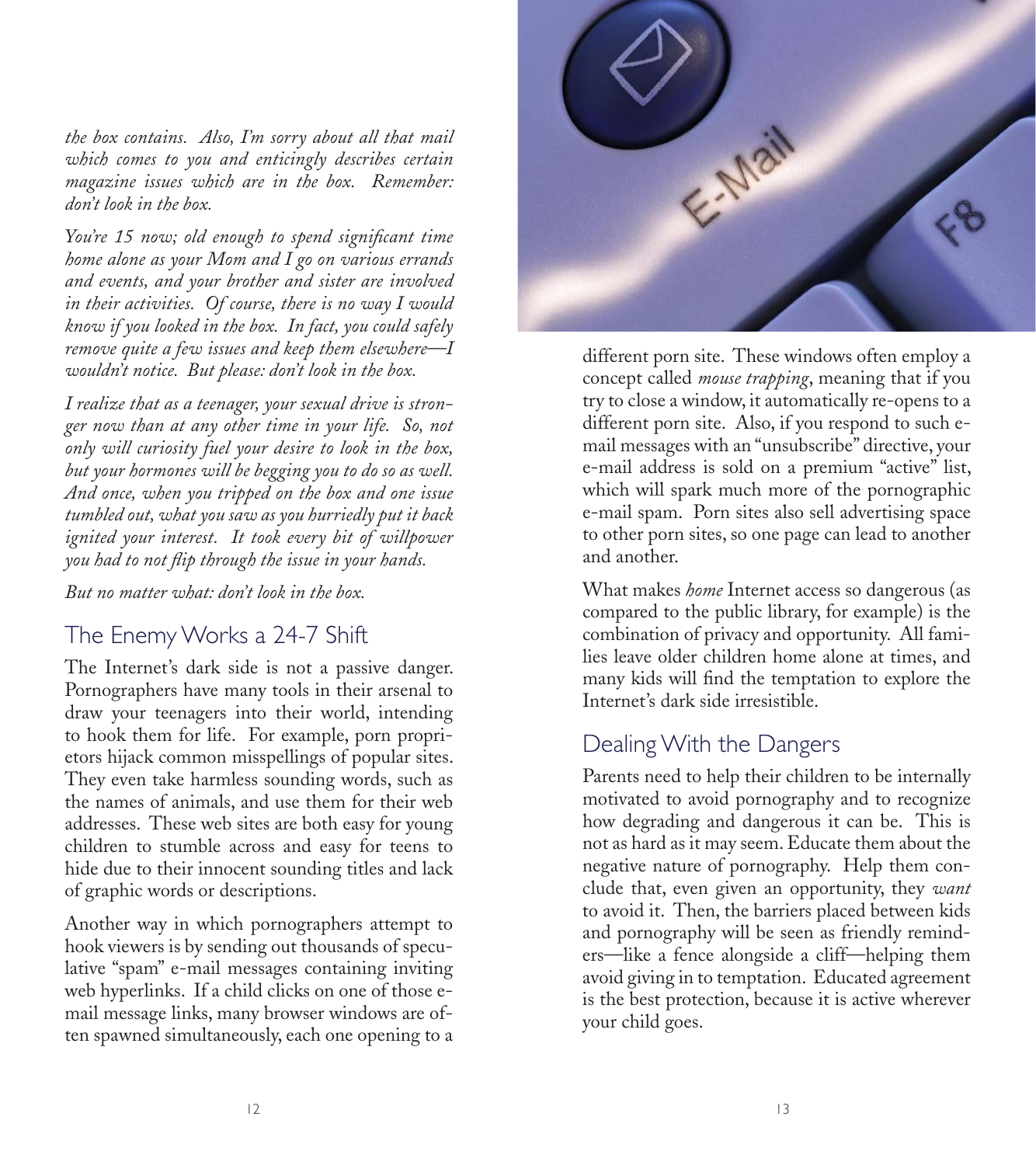*the box contains. Also, I'm sorry about all that mail which comes to you and enticingly describes certain magazine issues which are in the box. Remember: don't look in the box.*

*You're 15 now; old enough to spend significant time home alone as your Mom and I go on various errands and events, and your brother and sister are involved in their activities. Of course, there is no way I would know if you looked in the box. In fact, you could safely remove quite a few issues and keep them elsewhere—I wouldn't notice. But please: don't look in the box.*

*I realize that as a teenager, your sexual drive is stronger now than at any other time in your life. So, not only will curiosity fuel your desire to look in the box, but your hormones will be begging you to do so as well. And once, when you tripped on the box and one issue tumbled out, what you saw as you hurriedly put it back ignited your interest. It took every bit of willpower you had to not flip through the issue in your hands.*

*But no matter what: don't look in the box.*

## The Enemy Works a 24-7 Shift

The Internet's dark side is not a passive danger. Pornographers have many tools in their arsenal to draw your teenagers into their world, intending to hook them for life. For example, porn proprietors hijack common misspellings of popular sites. They even take harmless sounding words, such as the names of animals, and use them for their web addresses. These web sites are both easy for young children to stumble across and easy for teens to hide due to their innocent sounding titles and lack of graphic words or descriptions.

Another way in which pornographers attempt to hook viewers is by sending out thousands of speculative "spam" e-mail messages containing inviting web hyperlinks. If a child clicks on one of those e-mail message links, many browser windows are often spawned simultaneously, each one opening to a different porn site. These windows often employ a concept called *mouse trapping*, meaning that if you try to close a window, it automatically re-opens to a different porn site. Also, if you respond to such e-mail messages with an "unsubscribe" directive, your e-mail address is sold on a premium "active" list, which will spark much more of the pornographic e-mail spam. Porn sites also sell advertising space to other porn sites, so one page can lead to another and another.

What makes *home* Internet access so dangerous (as compared to the public library, for example) is the combination of privacy and opportunity. All families leave older children home alone at times, and many kids will find the temptation to explore the Internet's dark side irresistible.

## Dealing With the Dangers

Parents need to help their children to be internally motivated to avoid pornography and to recognize how degrading and dangerous it can be. This is not as hard as it may seem. Educate them about the negative nature of pornography. Help them conclude that, even given an opportunity, they *want* to avoid it. Then, the barriers placed between kids and pornography will be seen as friendly reminders—like a fence alongside a cliff—helping them avoid giving in to temptation. Educated agreement is the best protection, because it is active wherever your child goes.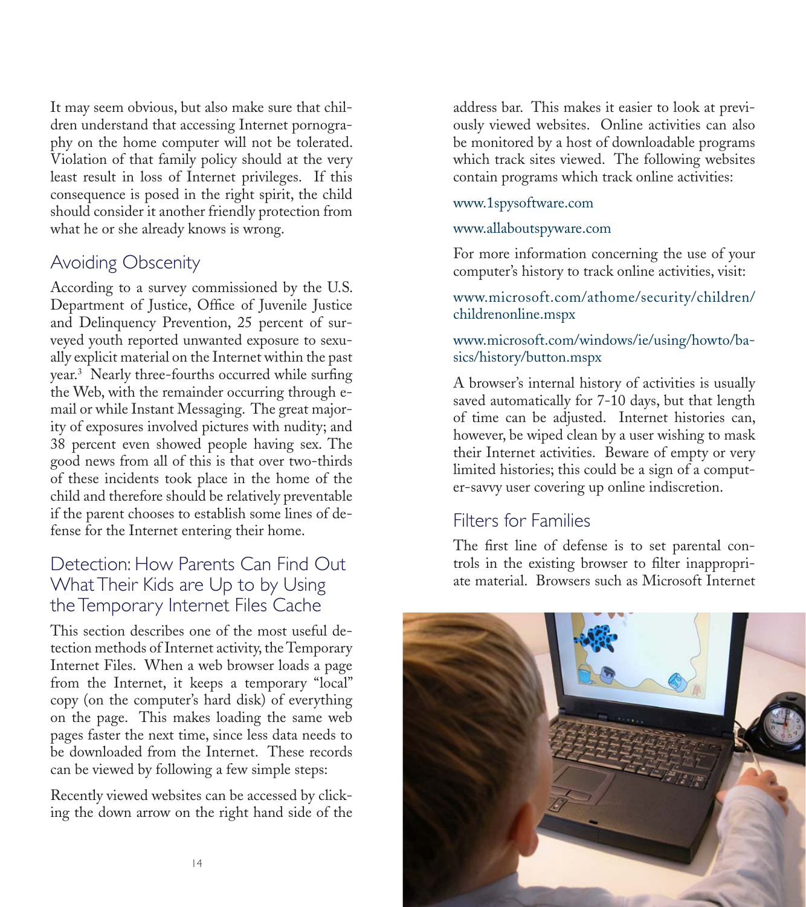It may seem obvious, but also make sure that children understand that accessing Internet pornography on the home computer will not be tolerated. Violation of that family policy should at the very least result in loss of Internet privileges. If this consequence is posed in the right spirit, the child should consider it another friendly protection from what he or she already knows is wrong.

## Avoiding Obscenity

According to a survey commissioned by the U.S. Department of Justice, Office of Juvenile Justice and Delinquency Prevention, 25 percent of surveyed youth reported unwanted exposure to sexually explicit material on the Internet within the past year.[3] Nearly three-fourths occurred while surfing the Web, with the remainder occurring through e-mail or while Instant Messaging. The great majority of exposures involved pictures with nudity; and 38 percent even showed people having sex. The good news from all of this is that over two-thirds of these incidents took place in the home of the child and therefore should be relatively preventable if the parent chooses to establish some lines of defense for the Internet entering their home.

## Detection: How Parents Can Find Out What Their Kids are Up to by Using the Temporary Internet Files Cache

This section describes one of the most useful detection methods of Internet activity, the Temporary Internet Files. When a web browser loads a page from the Internet, it keeps a temporary "local" copy (on the computer's hard disk) of everything on the page. This makes loading the same web pages faster the next time, since less data needs to be downloaded from the Internet. These records can be viewed by following a few simple steps:

Recently viewed websites can be accessed by clicking the down arrow on the right hand side of the address bar. This makes it easier to look at previously viewed websites. Online activities can also be monitored by a host of downloadable programs which track sites viewed. The following websites contain programs which track online activities:

www.1spysoftware.com

www.allaboutspyware.com

For more information concerning the use of your computer's history to track online activities, visit:

www.microsoft.com/athome/security/children/childrenonline.mspx

www.microsoft.com/windows/ie/using/howto/basics/history/button.mspx

A browser's internal history of activities is usually saved automatically for 7-10 days, but that length of time can be adjusted. Internet histories can, however, be wiped clean by a user wishing to mask their Internet activities. Beware of empty or very limited histories; this could be a sign of a computer-savvy user covering up online indiscretion.

## Filters for Families

The first line of defense is to set parental controls in the existing browser to filter inappropriate material. Browsers such as Microsoft Internet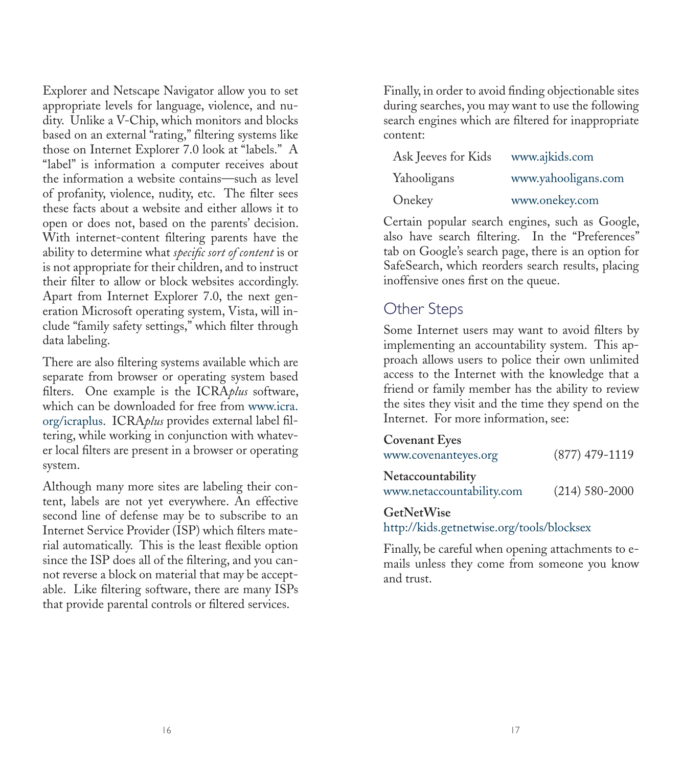Explorer and Netscape Navigator allow you to set appropriate levels for language, violence, and nudity. Unlike a V-Chip, which monitors and blocks based on an external "rating," filtering systems like those on Internet Explorer 7.0 look at "labels." A "label" is information a computer receives about the information a website contains—such as level of profanity, violence, nudity, etc. The filter sees these facts about a website and either allows it to open or does not, based on the parents' decision. With internet-content filtering parents have the ability to determine what *specific sort of content* is or is not appropriate for their children, and to instruct their filter to allow or block websites accordingly. Apart from Internet Explorer 7.0, the next generation Microsoft operating system, Vista, will include "family safety settings," which filter through data labeling.

There are also filtering systems available which are separate from browser or operating system based filters. One example is the ICRA*plus* software, which can be downloaded for free from www.icra.org/icraplus. ICRA*plus* provides external label filtering, while working in conjunction with whatever local filters are present in a browser or operating system.

Although many more sites are labeling their content, labels are not yet everywhere. An effective second line of defense may be to subscribe to an Internet Service Provider (ISP) which filters material automatically. This is the least flexible option since the ISP does all of the filtering, and you cannot reverse a block on material that may be acceptable. Like filtering software, there are many ISPs that provide parental controls or filtered services.

Finally, in order to avoid finding objectionable sites during searches, you may want to use the following search engines which are filtered for inappropriate content:

| | |
|---|---|
| Ask Jeeves for Kids | www.ajkids.com |
| Yahooligans | www.yahooligans.com |
| Onekey | www.onekey.com |

Certain popular search engines, such as Google, also have search filtering. In the "Preferences" tab on Google's search page, there is an option for SafeSearch, which reorders search results, placing inoffensive ones first on the queue.

## Other Steps

Some Internet users may want to avoid filters by implementing an accountability system. This approach allows users to police their own unlimited access to the Internet with the knowledge that a friend or family member has the ability to review the sites they visit and the time they spend on the Internet. For more information, see:

**Covenant Eyes**
www.covenanteyes.org (877) 479-1119

**Netaccountability**
www.netaccountability.com (214) 580-2000

**GetNetWise**
http://kids.getnetwise.org/tools/blocksex

Finally, be careful when opening attachments to e-mails unless they come from someone you know and trust.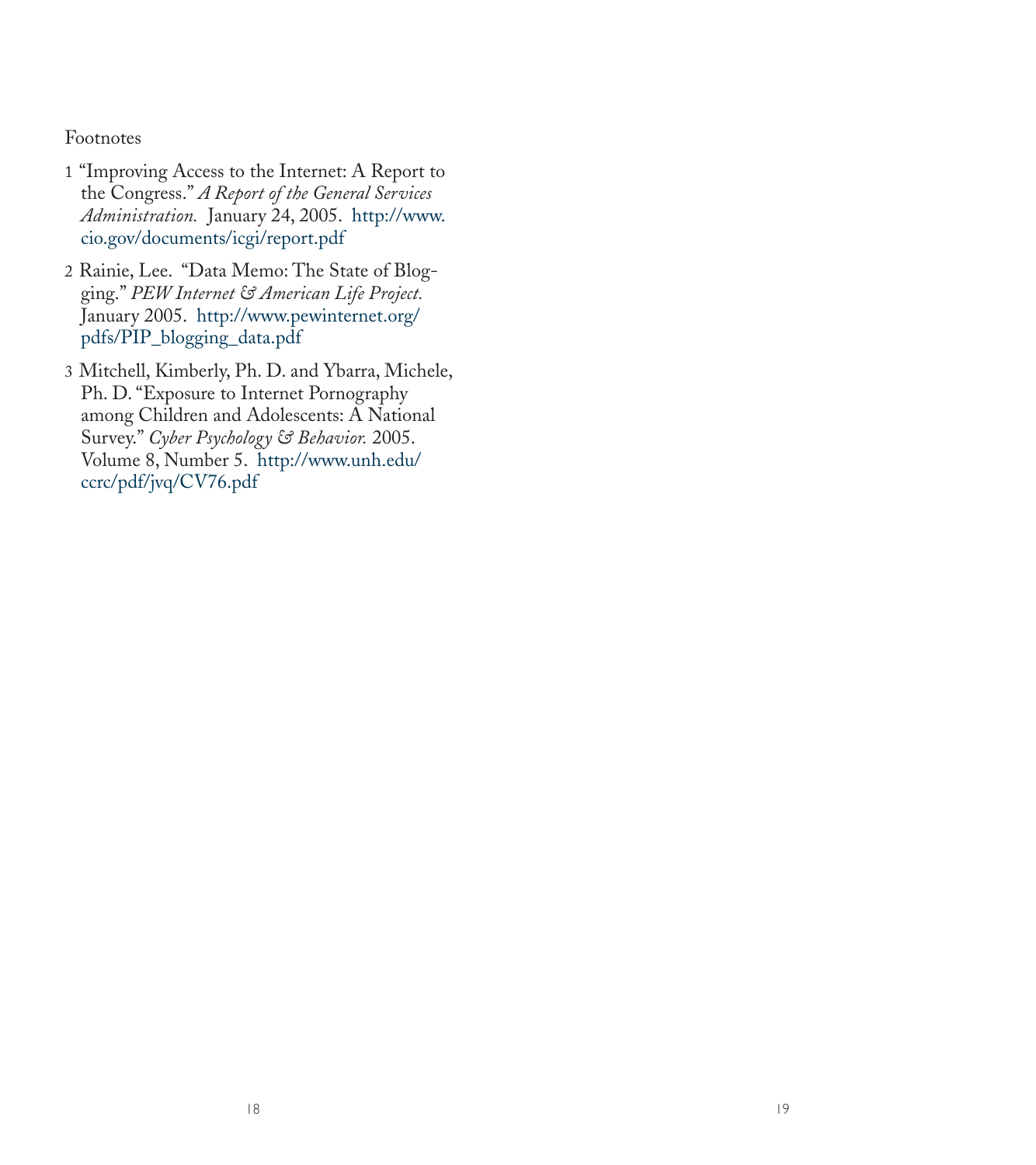Footnotes

1 "Improving Access to the Internet: A Report to the Congress." *A Report of the General Services Administration.* January 24, 2005. http://www.cio.gov/documents/icgi/report.pdf

2 Rainie, Lee. "Data Memo: The State of Blogging." *PEW Internet & American Life Project.* January 2005. http://www.pewinternet.org/pdfs/PIP_blogging_data.pdf

3 Mitchell, Kimberly, Ph. D. and Ybarra, Michele, Ph. D. "Exposure to Internet Pornography among Children and Adolescents: A National Survey." *Cyber Psychology & Behavior.* 2005. Volume 8, Number 5. http://www.unh.edu/ccrc/pdf/jvq/CV76.pdf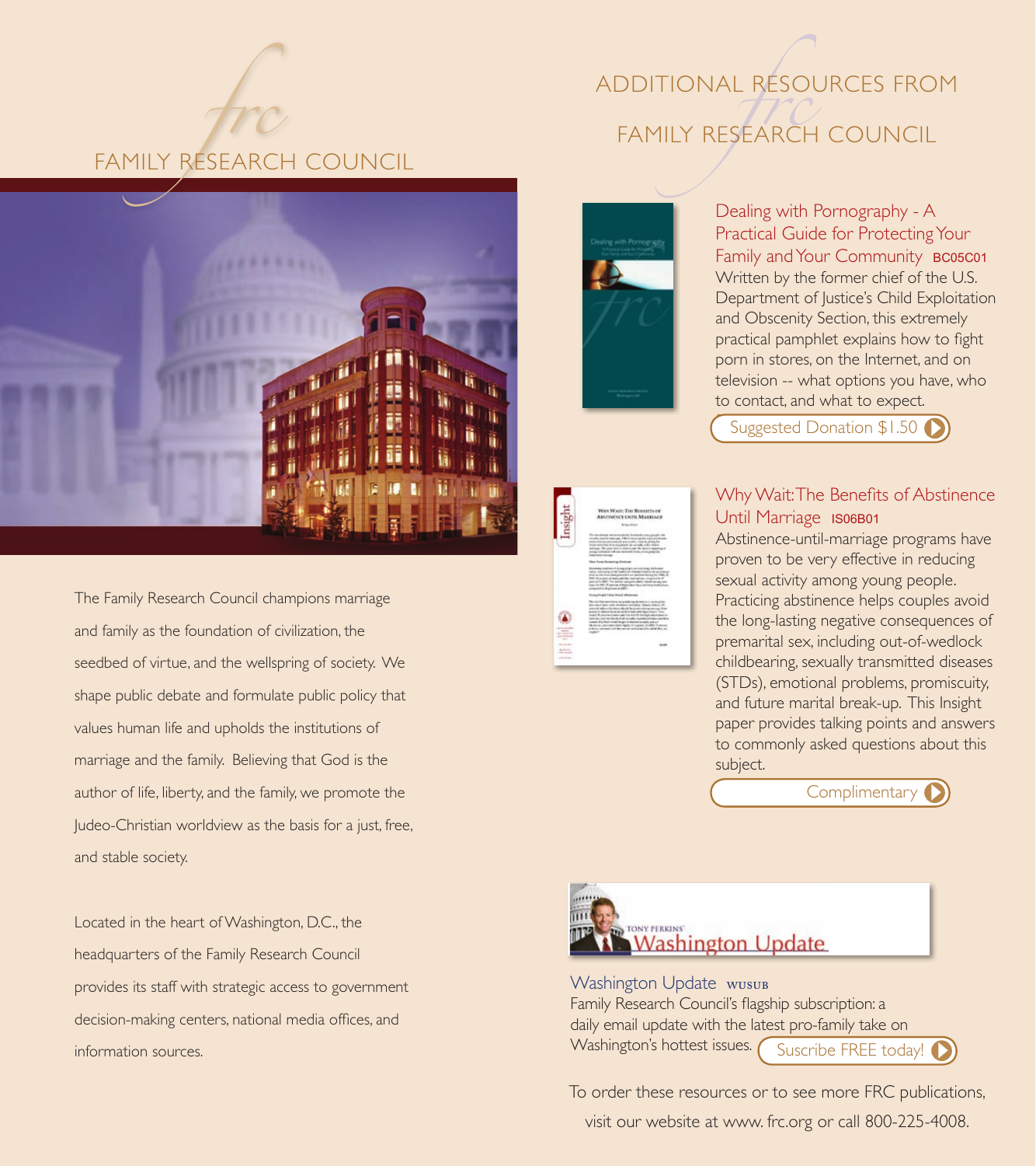# FAMILY RESEARCH COUNCIL

The Family Research Council champions marriage and family as the foundation of civilization, the seedbed of virtue, and the wellspring of society. We shape public debate and formulate public policy that values human life and upholds the institutions of marriage and the family. Believing that God is the author of life, liberty, and the family, we promote the Judeo-Christian worldview as the basis for a just, free, and stable society.

Located in the heart of Washington, D.C., the headquarters of the Family Research Council provides its staff with strategic access to government decision-making centers, national media offices, and information sources.

# ADDITIONAL RESOURCES FROM FAMILY RESEARCH COUNCIL

### Dealing with Pornography - A Practical Guide for Protecting Your Family and Your Community BC05C01

Written by the former chief of the U.S. Department of Justice's Child Exploitation and Obscenity Section, this extremely practical pamphlet explains how to fight porn in stores, on the Internet, and on television -- what options you have, who to contact, and what to expect.

Suggested Donation $1.50

### Why Wait: The Benefits of Abstinence Until Marriage IS06B01

Abstinence-until-marriage programs have proven to be very effective in reducing sexual activity among young people. Practicing abstinence helps couples avoid the long-lasting negative consequences of premarital sex, including out-of-wedlock childbearing, sexually transmitted diseases (STDs), emotional problems, promiscuity, and future marital break-up. This Insight paper provides talking points and answers to commonly asked questions about this subject.

Complimentary

### Washington Update WUSUB

Family Research Council's flagship subscription: a daily email update with the latest pro-family take on Washington's hottest issues.

Suscribe FREE today!

To order these resources or to see more FRC publications, visit our website at www. frc.org or call 800-225-4008.